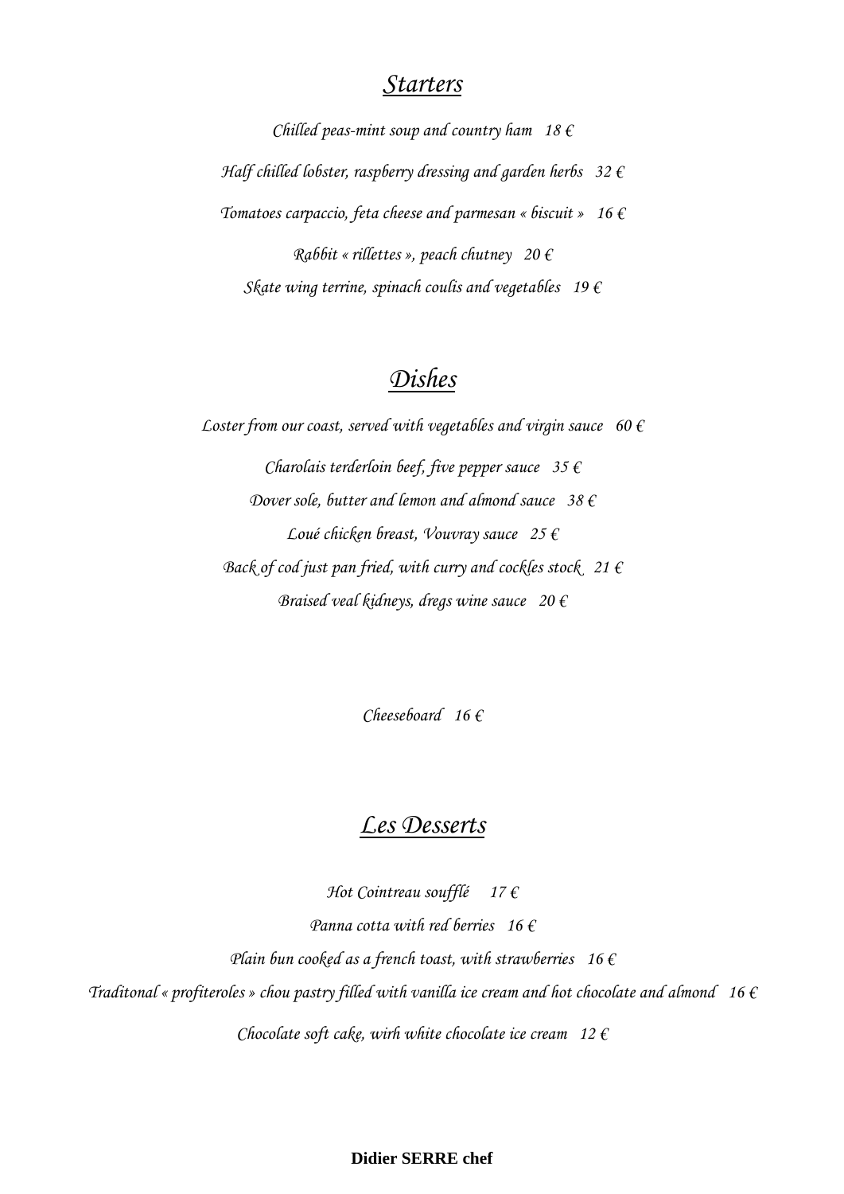## *Starters*

*Chilled peas-mint soup and country ham   18 €*

*Half chilled lobster, raspberry dressing and garden herbs   32 €*

*Tomatoes carpaccio, feta cheese and parmesan « biscuit »   16 €*

*Rabbit « rillettes », peach chutney   20 €*

*Skate wing terrine, spinach coulis and vegetables   19 €*

## *Dishes*

*Loster from our coast, served with vegetables and virgin sauce   60 €*

*Charolais terderloin beef, five pepper sauce   35 €*

*Dover sole, butter and lemon and almond sauce   38 €*

*Loué chicken breast, Vouvray sauce   25 €*

*Back of cod just pan fried, with curry and cockles stock   21 €*

*Braised veal kidneys, dregs wine sauce   20 €*

*Cheeseboard   16 €*

## *Les Desserts*

*Hot Cointreau soufflé   17 €*

*Panna cotta with red berries   16 €*

*Plain bun cooked as a french toast, with strawberries   16 €*

*Traditonal « profiteroles » chou pastry filled with vanilla ice cream and hot chocolate and almond   16 €*

*Chocolate soft cake, wirh white chocolate ice cream   12 €*

**Didier SERRE chef**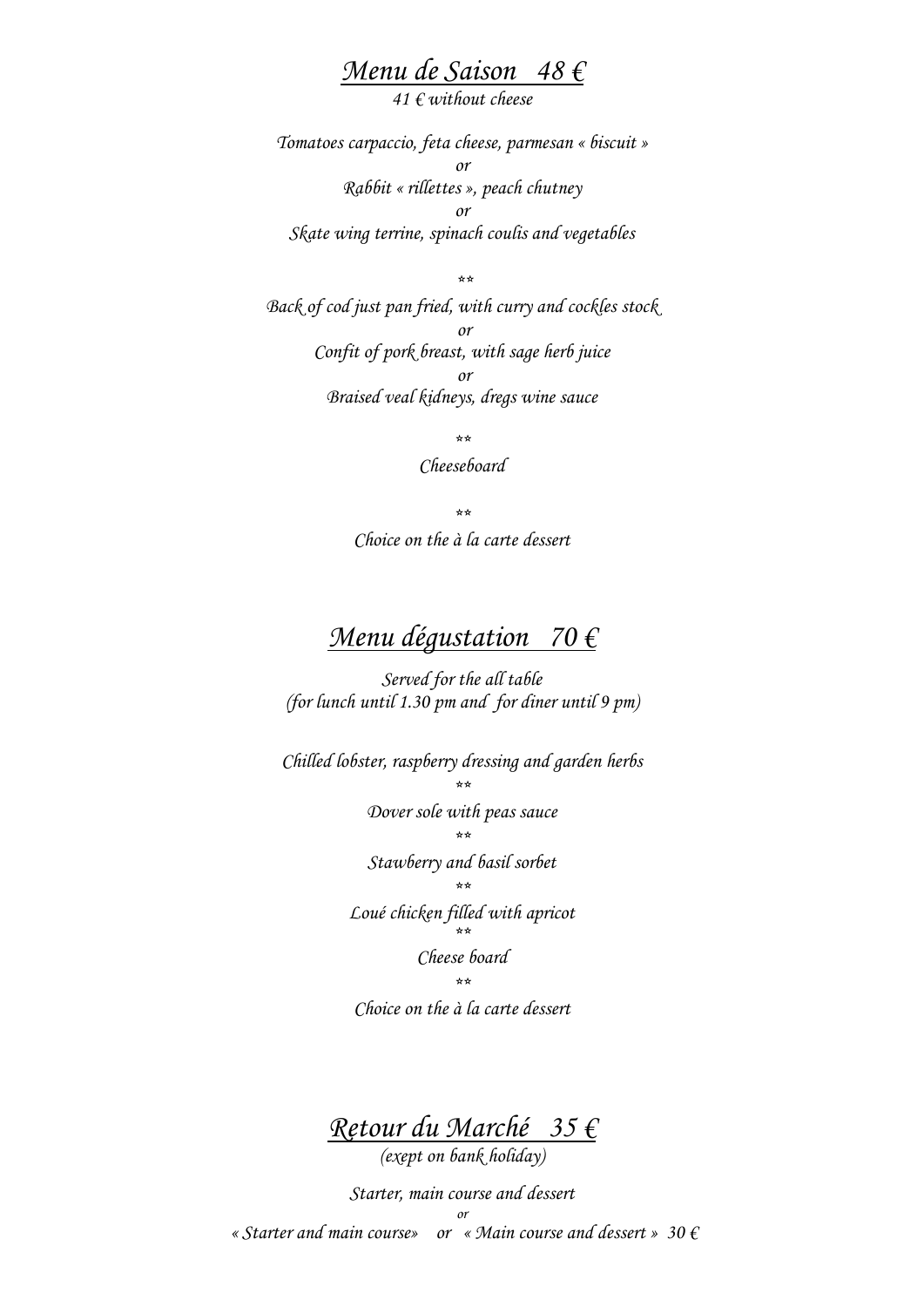## *Menu de Saison   48 €*

*41 € without cheese*

*Tomatoes carpaccio, feta cheese, parmesan « biscuit »*

*or*

*Rabbit « rillettes », peach chutney*

*or*

*Skate wing terrine, spinach coulis and vegetables*

**

*Back of cod just pan fried, with curry and cockles stock*

*or*

*Confit of pork breast, with sage herb juice*

*or*

*Braised veal kidneys, dregs wine sauce*

**

*Cheeseboard*

**

*Choice on the à la carte dessert*

## *Menu dégustation   70 €*

*Served for the all table*
*(for lunch until 1.30 pm and  for diner until 9 pm)*

*Chilled lobster, raspberry dressing and garden herbs*

**

*Dover sole with peas sauce*

**

*Stawberry and basil sorbet*

**

*Loué chicken filled with apricot*

**

*Cheese board*

**

*Choice on the à la carte dessert*

## *Retour du Marché   35 €*

*(exept on bank holiday)*

*Starter, main course and dessert*

*or*

*« Starter and main course»   or   « Main course and dessert »  30 €*